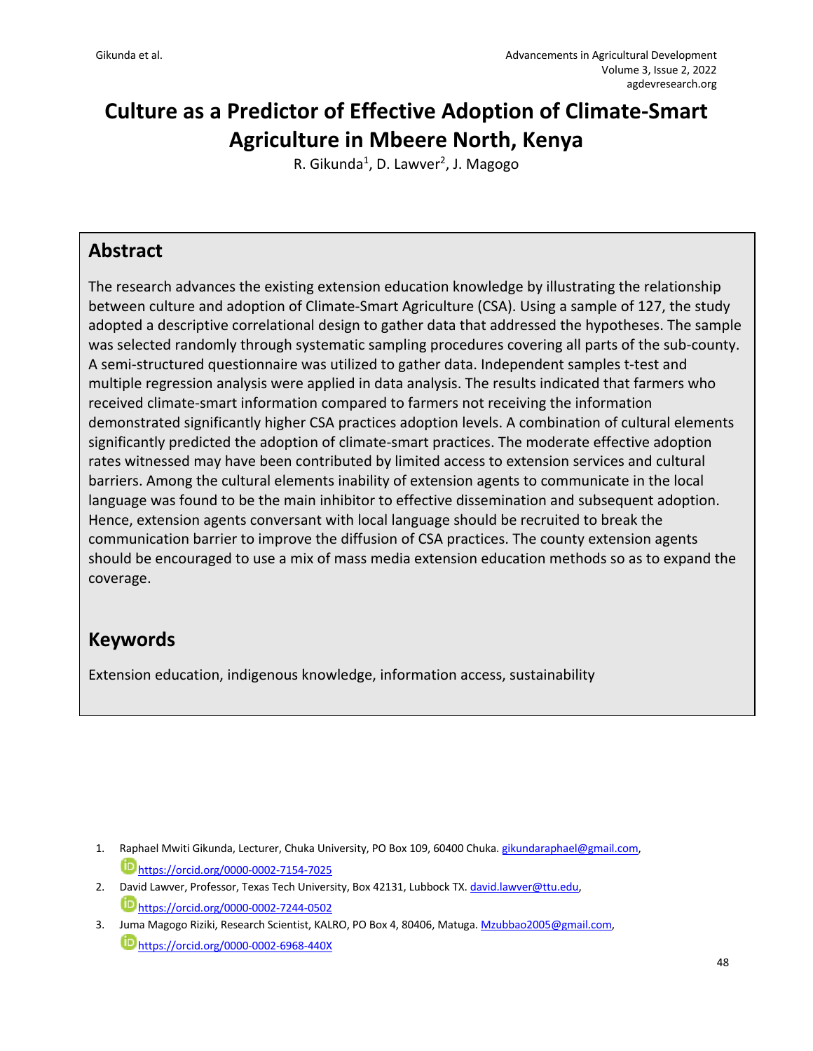# Culture as a Predictor of Effective Adoption of Climate-Smart Agriculture in Mbeere North, Kenya

R. Gikunda[1], D. Lawver[2], J. Magogo

## Abstract

The research advances the existing extension education knowledge by illustrating the relationship between culture and adoption of Climate-Smart Agriculture (CSA). Using a sample of 127, the study adopted a descriptive correlational design to gather data that addressed the hypotheses. The sample was selected randomly through systematic sampling procedures covering all parts of the sub-county. A semi-structured questionnaire was utilized to gather data. Independent samples t-test and multiple regression analysis were applied in data analysis. The results indicated that farmers who received climate-smart information compared to farmers not receiving the information demonstrated significantly higher CSA practices adoption levels. A combination of cultural elements significantly predicted the adoption of climate-smart practices. The moderate effective adoption rates witnessed may have been contributed by limited access to extension services and cultural barriers. Among the cultural elements inability of extension agents to communicate in the local language was found to be the main inhibitor to effective dissemination and subsequent adoption. Hence, extension agents conversant with local language should be recruited to break the communication barrier to improve the diffusion of CSA practices. The county extension agents should be encouraged to use a mix of mass media extension education methods so as to expand the coverage.

## Keywords

Extension education, indigenous knowledge, information access, sustainability

1. Raphael Mwiti Gikunda, Lecturer, Chuka University, PO Box 109, 60400 Chuka. gikundaraphael@gmail.com, https://orcid.org/0000-0002-7154-7025
2. David Lawver, Professor, Texas Tech University, Box 42131, Lubbock TX. david.lawver@ttu.edu, https://orcid.org/0000-0002-7244-0502
3. Juma Magogo Riziki, Research Scientist, KALRO, PO Box 4, 80406, Matuga. Mzubbao2005@gmail.com, https://orcid.org/0000-0002-6968-440X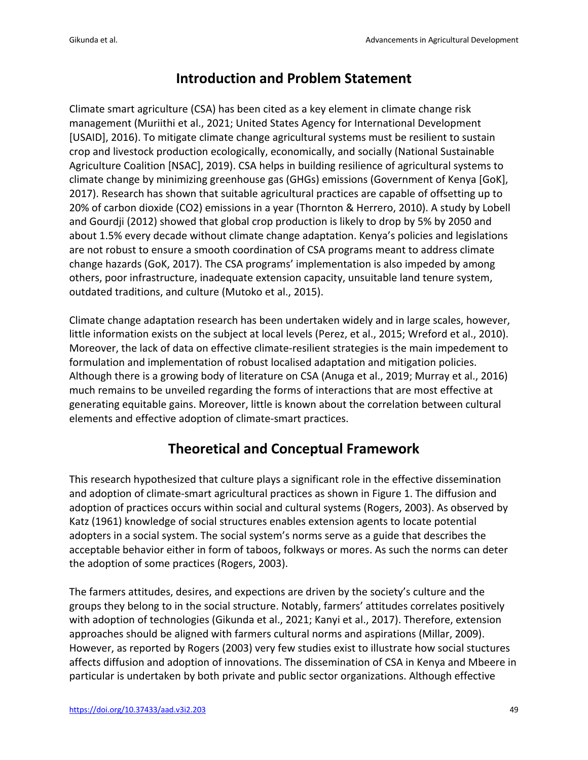## Introduction and Problem Statement

Climate smart agriculture (CSA) has been cited as a key element in climate change risk management (Muriithi et al., 2021; United States Agency for International Development [USAID], 2016). To mitigate climate change agricultural systems must be resilient to sustain crop and livestock production ecologically, economically, and socially (National Sustainable Agriculture Coalition [NSAC], 2019). CSA helps in building resilience of agricultural systems to climate change by minimizing greenhouse gas (GHGs) emissions (Government of Kenya [GoK], 2017). Research has shown that suitable agricultural practices are capable of offsetting up to 20% of carbon dioxide ($CO_2$) emissions in a year (Thornton & Herrero, 2010). A study by Lobell and Gourdji (2012) showed that global crop production is likely to drop by 5% by 2050 and about 1.5% every decade without climate change adaptation. Kenya's policies and legislations are not robust to ensure a smooth coordination of CSA programs meant to address climate change hazards (GoK, 2017). The CSA programs' implementation is also impeded by among others, poor infrastructure, inadequate extension capacity, unsuitable land tenure system, outdated traditions, and culture (Mutoko et al., 2015).

Climate change adaptation research has been undertaken widely and in large scales, however, little information exists on the subject at local levels (Perez, et al., 2015; Wreford et al., 2010). Moreover, the lack of data on effective climate-resilient strategies is the main impedement to formulation and implementation of robust localised adaptation and mitigation policies. Although there is a growing body of literature on CSA (Anuga et al., 2019; Murray et al., 2016) much remains to be unveiled regarding the forms of interactions that are most effective at generating equitable gains. Moreover, little is known about the correlation between cultural elements and effective adoption of climate-smart practices.

## Theoretical and Conceptual Framework

This research hypothesized that culture plays a significant role in the effective dissemination and adoption of climate-smart agricultural practices as shown in Figure 1. The diffusion and adoption of practices occurs within social and cultural systems (Rogers, 2003). As observed by Katz (1961) knowledge of social structures enables extension agents to locate potential adopters in a social system. The social system's norms serve as a guide that describes the acceptable behavior either in form of taboos, folkways or mores. As such the norms can deter the adoption of some practices (Rogers, 2003).

The farmers attitudes, desires, and expections are driven by the society's culture and the groups they belong to in the social structure. Notably, farmers' attitudes correlates positively with adoption of technologies (Gikunda et al., 2021; Kanyi et al., 2017). Therefore, extension approaches should be aligned with farmers cultural norms and aspirations (Millar, 2009). However, as reported by Rogers (2003) very few studies exist to illustrate how social stuctures affects diffusion and adoption of innovations. The dissemination of CSA in Kenya and Mbeere in particular is undertaken by both private and public sector organizations. Although effective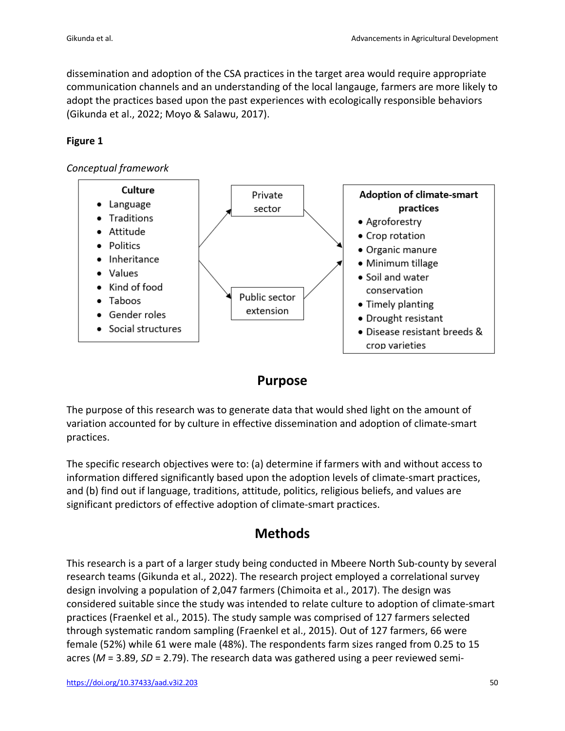dissemination and adoption of the CSA practices in the target area would require appropriate communication channels and an understanding of the local langauge, farmers are more likely to adopt the practices based upon the past experiences with ecologically responsible behaviors (Gikunda et al., 2022; Moyo & Salawu, 2017).

**Figure 1**

*Conceptual framework*

**Culture**

- Language
- Traditions
- Attitude
- Politics
- Inheritance
- Values
- Kind of food
- Taboos
- Gender roles
- Social structures

Private sector

Public sector extension

**Adoption of climate-smart practices**

- Agroforestry
- Crop rotation
- Organic manure
- Minimum tillage
- Soil and water conservation
- Timely planting
- Drought resistant
- Disease resistant breeds & crop varieties

## Purpose

The purpose of this research was to generate data that would shed light on the amount of variation accounted for by culture in effective dissemination and adoption of climate-smart practices.

The specific research objectives were to: (a) determine if farmers with and without access to information differed significantly based upon the adoption levels of climate-smart practices, and (b) find out if language, traditions, attitude, politics, religious beliefs, and values are significant predictors of effective adoption of climate-smart practices.

## Methods

This research is a part of a larger study being conducted in Mbeere North Sub-county by several research teams (Gikunda et al., 2022). The research project employed a correlational survey design involving a population of 2,047 farmers (Chimoita et al., 2017). The design was considered suitable since the study was intended to relate culture to adoption of climate-smart practices (Fraenkel et al., 2015). The study sample was comprised of 127 farmers selected through systematic random sampling (Fraenkel et al., 2015). Out of 127 farmers, 66 were female (52%) while 61 were male (48%). The respondents farm sizes ranged from 0.25 to 15 acres ($M$ = 3.89, $SD$ = 2.79). The research data was gathered using a peer reviewed semi-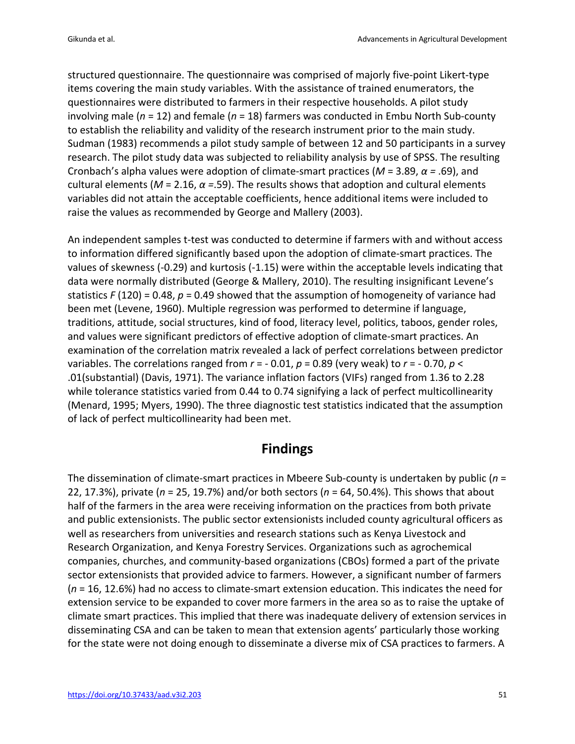structured questionnaire. The questionnaire was comprised of majorly five-point Likert-type items covering the main study variables. With the assistance of trained enumerators, the questionnaires were distributed to farmers in their respective households. A pilot study involving male ($n$ = 12) and female ($n$ = 18) farmers was conducted in Embu North Sub-county to establish the reliability and validity of the research instrument prior to the main study. Sudman (1983) recommends a pilot study sample of between 12 and 50 participants in a survey research. The pilot study data was subjected to reliability analysis by use of SPSS. The resulting Cronbach's alpha values were adoption of climate-smart practices ($M$ = 3.89, $\alpha$ = .69), and cultural elements ($M$ = 2.16, $\alpha$ =.59). The results shows that adoption and cultural elements variables did not attain the acceptable coefficients, hence additional items were included to raise the values as recommended by George and Mallery (2003).

An independent samples t-test was conducted to determine if farmers with and without access to information differed significantly based upon the adoption of climate-smart practices. The values of skewness (-0.29) and kurtosis (-1.15) were within the acceptable levels indicating that data were normally distributed (George & Mallery, 2010). The resulting insignificant Levene's statistics $F$ (120) = 0.48, $p$ = 0.49 showed that the assumption of homogeneity of variance had been met (Levene, 1960). Multiple regression was performed to determine if language, traditions, attitude, social structures, kind of food, literacy level, politics, taboos, gender roles, and values were significant predictors of effective adoption of climate-smart practices. An examination of the correlation matrix revealed a lack of perfect correlations between predictor variables. The correlations ranged from $r$ = - 0.01, $p$ = 0.89 (very weak) to $r$ = - 0.70, $p$ < .01(substantial) (Davis, 1971). The variance inflation factors (VIFs) ranged from 1.36 to 2.28 while tolerance statistics varied from 0.44 to 0.74 signifying a lack of perfect multicollinearity (Menard, 1995; Myers, 1990). The three diagnostic test statistics indicated that the assumption of lack of perfect multicollinearity had been met.

## Findings

The dissemination of climate-smart practices in Mbeere Sub-county is undertaken by public ($n$ = 22, 17.3%), private ($n$ = 25, 19.7%) and/or both sectors ($n$ = 64, 50.4%). This shows that about half of the farmers in the area were receiving information on the practices from both private and public extensionists. The public sector extensionists included county agricultural officers as well as researchers from universities and research stations such as Kenya Livestock and Research Organization, and Kenya Forestry Services. Organizations such as agrochemical companies, churches, and community-based organizations (CBOs) formed a part of the private sector extensionists that provided advice to farmers. However, a significant number of farmers ($n$ = 16, 12.6%) had no access to climate-smart extension education. This indicates the need for extension service to be expanded to cover more farmers in the area so as to raise the uptake of climate smart practices. This implied that there was inadequate delivery of extension services in disseminating CSA and can be taken to mean that extension agents' particularly those working for the state were not doing enough to disseminate a diverse mix of CSA practices to farmers. A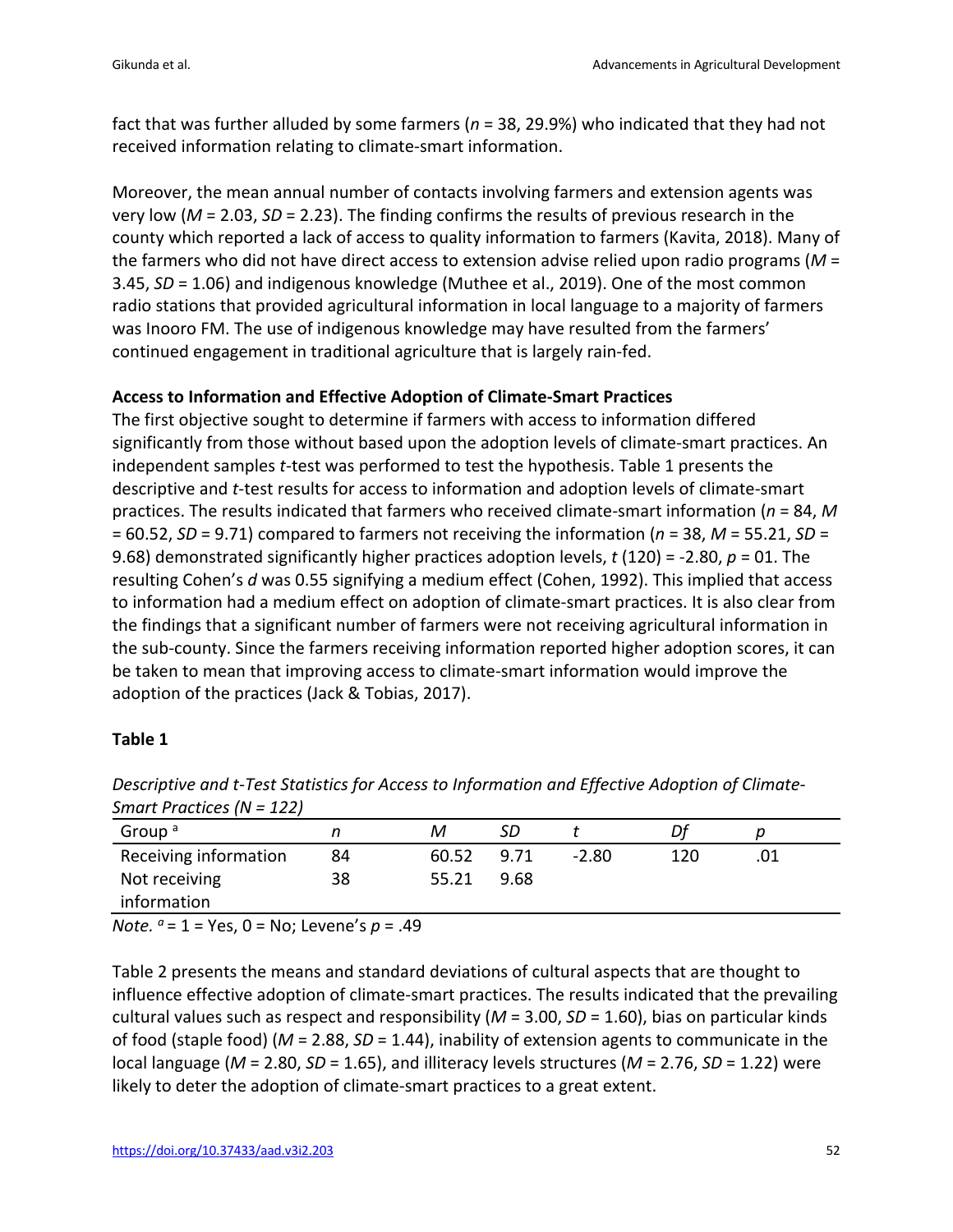fact that was further alluded by some farmers ($n$ = 38, 29.9%) who indicated that they had not received information relating to climate-smart information.

Moreover, the mean annual number of contacts involving farmers and extension agents was very low ($M$ = 2.03, $SD$ = 2.23). The finding confirms the results of previous research in the county which reported a lack of access to quality information to farmers (Kavita, 2018). Many of the farmers who did not have direct access to extension advise relied upon radio programs ($M$ = 3.45, $SD$ = 1.06) and indigenous knowledge (Muthee et al., 2019). One of the most common radio stations that provided agricultural information in local language to a majority of farmers was Inooro FM. The use of indigenous knowledge may have resulted from the farmers' continued engagement in traditional agriculture that is largely rain-fed.

**Access to Information and Effective Adoption of Climate-Smart Practices**

The first objective sought to determine if farmers with access to information differed significantly from those without based upon the adoption levels of climate-smart practices. An independent samples $t$-test was performed to test the hypothesis. Table 1 presents the descriptive and $t$-test results for access to information and adoption levels of climate-smart practices. The results indicated that farmers who received climate-smart information ($n$ = 84, $M$ = 60.52, $SD$ = 9.71) compared to farmers not receiving the information ($n$ = 38, $M$ = 55.21, $SD$ = 9.68) demonstrated significantly higher practices adoption levels, $t$ (120) = -2.80, $p$ = 01. The resulting Cohen's $d$ was 0.55 signifying a medium effect (Cohen, 1992). This implied that access to information had a medium effect on adoption of climate-smart practices. It is also clear from the findings that a significant number of farmers were not receiving agricultural information in the sub-county. Since the farmers receiving information reported higher adoption scores, it can be taken to mean that improving access to climate-smart information would improve the adoption of the practices (Jack & Tobias, 2017).

**Table 1**

*Descriptive and t-Test Statistics for Access to Information and Effective Adoption of Climate-Smart Practices (N = 122)*

| Group [a] | $n$ | $M$ | $SD$ | $t$ | $Df$ | $p$ |
|---|---|---|---|---|---|---|
| Receiving information | 84 | 60.52 | 9.71 | -2.80 | 120 | .01 |
| Not receiving information | 38 | 55.21 | 9.68 | | | |

*Note.* [a] = 1 = Yes, 0 = No; Levene's $p$ = .49

Table 2 presents the means and standard deviations of cultural aspects that are thought to influence effective adoption of climate-smart practices. The results indicated that the prevailing cultural values such as respect and responsibility ($M$ = 3.00, $SD$ = 1.60), bias on particular kinds of food (staple food) ($M$ = 2.88, $SD$ = 1.44), inability of extension agents to communicate in the local language ($M$ = 2.80, $SD$ = 1.65), and illiteracy levels structures ($M$ = 2.76, $SD$ = 1.22) were likely to deter the adoption of climate-smart practices to a great extent.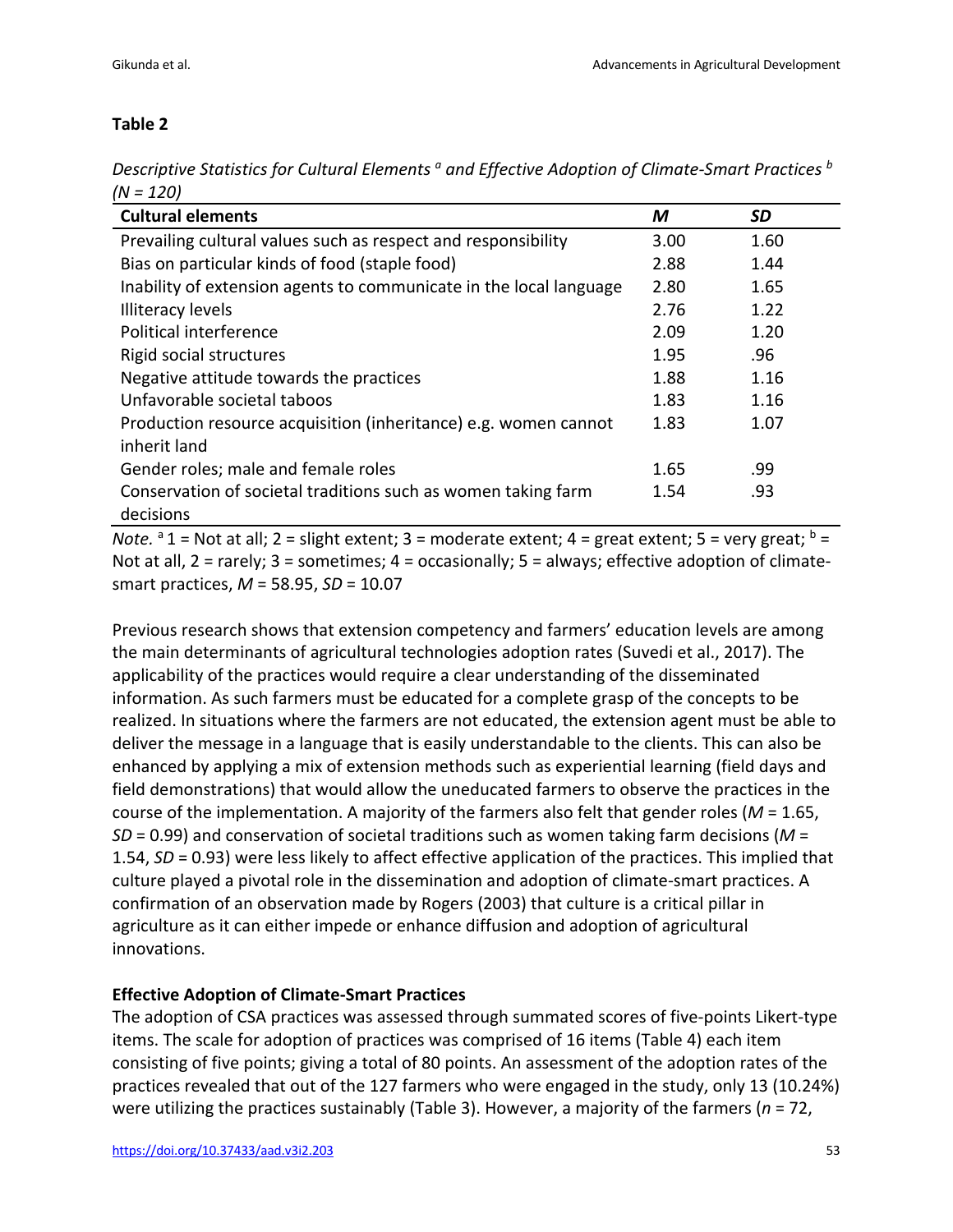**Table 2**

*Descriptive Statistics for Cultural Elements [a] and Effective Adoption of Climate-Smart Practices [b] (N = 120)*

| Cultural elements | *M* | *SD* |
|---|---|---|
| Prevailing cultural values such as respect and responsibility | 3.00 | 1.60 |
| Bias on particular kinds of food (staple food) | 2.88 | 1.44 |
| Inability of extension agents to communicate in the local language | 2.80 | 1.65 |
| Illiteracy levels | 2.76 | 1.22 |
| Political interference | 2.09 | 1.20 |
| Rigid social structures | 1.95 | .96 |
| Negative attitude towards the practices | 1.88 | 1.16 |
| Unfavorable societal taboos | 1.83 | 1.16 |
| Production resource acquisition (inheritance) e.g. women cannot inherit land | 1.83 | 1.07 |
| Gender roles; male and female roles | 1.65 | .99 |
| Conservation of societal traditions such as women taking farm decisions | 1.54 | .93 |

*Note.* [a] 1 = Not at all; 2 = slight extent; 3 = moderate extent; 4 = great extent; 5 = very great; [b] = Not at all, 2 = rarely; 3 = sometimes; 4 = occasionally; 5 = always; effective adoption of climate-smart practices, *M* = 58.95, *SD* = 10.07

Previous research shows that extension competency and farmers' education levels are among the main determinants of agricultural technologies adoption rates (Suvedi et al., 2017). The applicability of the practices would require a clear understanding of the disseminated information. As such farmers must be educated for a complete grasp of the concepts to be realized. In situations where the farmers are not educated, the extension agent must be able to deliver the message in a language that is easily understandable to the clients. This can also be enhanced by applying a mix of extension methods such as experiential learning (field days and field demonstrations) that would allow the uneducated farmers to observe the practices in the course of the implementation. A majority of the farmers also felt that gender roles (*M* = 1.65, *SD* = 0.99) and conservation of societal traditions such as women taking farm decisions (*M* = 1.54, *SD* = 0.93) were less likely to affect effective application of the practices. This implied that culture played a pivotal role in the dissemination and adoption of climate-smart practices. A confirmation of an observation made by Rogers (2003) that culture is a critical pillar in agriculture as it can either impede or enhance diffusion and adoption of agricultural innovations.

**Effective Adoption of Climate-Smart Practices**

The adoption of CSA practices was assessed through summated scores of five-points Likert-type items. The scale for adoption of practices was comprised of 16 items (Table 4) each item consisting of five points; giving a total of 80 points. An assessment of the adoption rates of the practices revealed that out of the 127 farmers who were engaged in the study, only 13 (10.24%) were utilizing the practices sustainably (Table 3). However, a majority of the farmers (*n* = 72,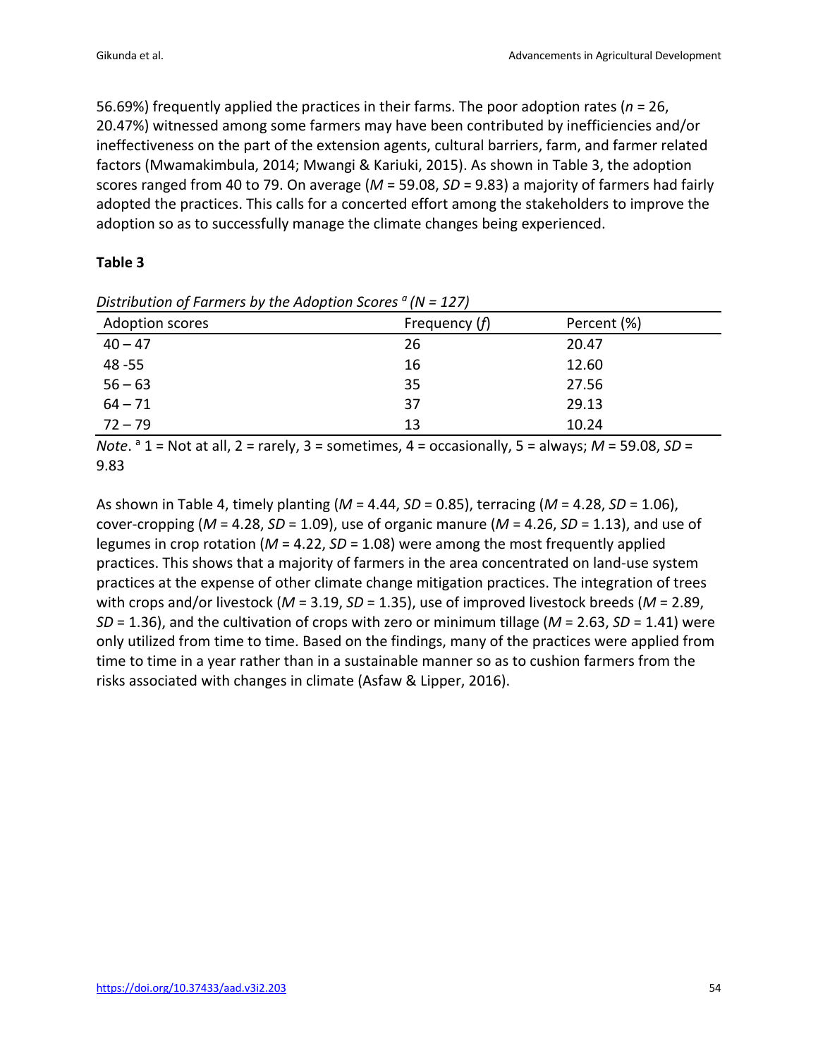56.69%) frequently applied the practices in their farms. The poor adoption rates (*n* = 26, 20.47%) witnessed among some farmers may have been contributed by inefficiencies and/or ineffectiveness on the part of the extension agents, cultural barriers, farm, and farmer related factors (Mwamakimbula, 2014; Mwangi & Kariuki, 2015). As shown in Table 3, the adoption scores ranged from 40 to 79. On average (*M* = 59.08, *SD* = 9.83) a majority of farmers had fairly adopted the practices. This calls for a concerted effort among the stakeholders to improve the adoption so as to successfully manage the climate changes being experienced.

**Table 3**

*Distribution of Farmers by the Adoption Scores* [a] *(N = 127)*

| Adoption scores | Frequency (*f*) | Percent (%) |
|---|---|---|
| 40 – 47 | 26 | 20.47 |
| 48 -55 | 16 | 12.60 |
| 56 – 63 | 35 | 27.56 |
| 64 – 71 | 37 | 29.13 |
| 72 – 79 | 13 | 10.24 |

*Note*. [a] 1 = Not at all, 2 = rarely, 3 = sometimes, 4 = occasionally, 5 = always; *M* = 59.08, *SD* = 9.83

As shown in Table 4, timely planting (*M* = 4.44, *SD* = 0.85), terracing (*M* = 4.28, *SD* = 1.06), cover-cropping (*M* = 4.28, *SD* = 1.09), use of organic manure (*M* = 4.26, *SD* = 1.13), and use of legumes in crop rotation (*M* = 4.22, *SD* = 1.08) were among the most frequently applied practices. This shows that a majority of farmers in the area concentrated on land-use system practices at the expense of other climate change mitigation practices. The integration of trees with crops and/or livestock (*M* = 3.19, *SD* = 1.35), use of improved livestock breeds (*M* = 2.89, *SD* = 1.36), and the cultivation of crops with zero or minimum tillage (*M* = 2.63, *SD* = 1.41) were only utilized from time to time. Based on the findings, many of the practices were applied from time to time in a year rather than in a sustainable manner so as to cushion farmers from the risks associated with changes in climate (Asfaw & Lipper, 2016).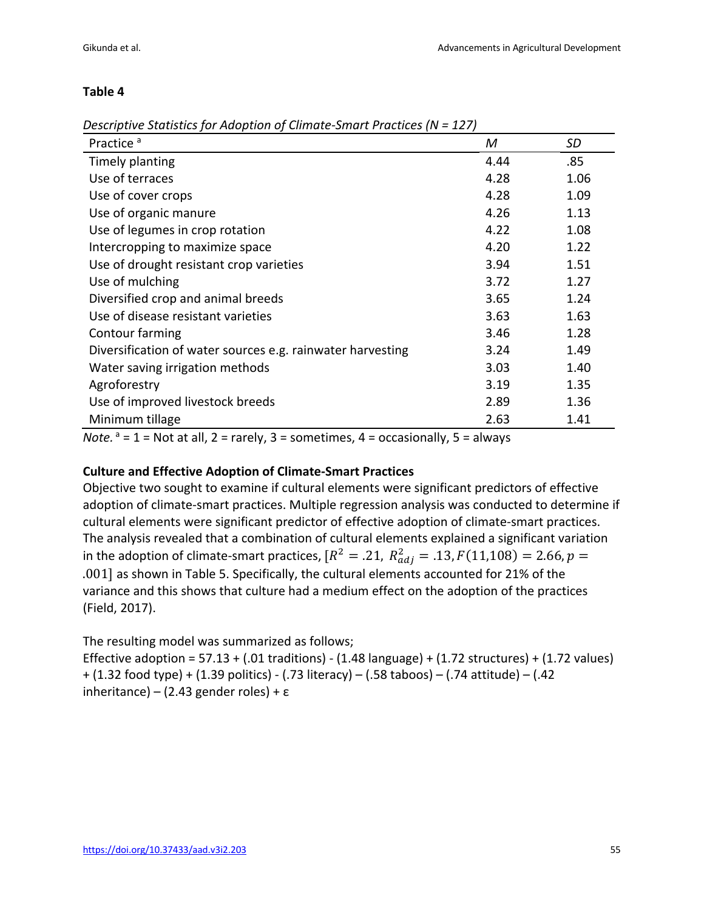**Table 4**

*Descriptive Statistics for Adoption of Climate-Smart Practices (N = 127)*

| Practice [a] | *M* | *SD* |
|---|---|---|
| Timely planting | 4.44 | .85 |
| Use of terraces | 4.28 | 1.06 |
| Use of cover crops | 4.28 | 1.09 |
| Use of organic manure | 4.26 | 1.13 |
| Use of legumes in crop rotation | 4.22 | 1.08 |
| Intercropping to maximize space | 4.20 | 1.22 |
| Use of drought resistant crop varieties | 3.94 | 1.51 |
| Use of mulching | 3.72 | 1.27 |
| Diversified crop and animal breeds | 3.65 | 1.24 |
| Use of disease resistant varieties | 3.63 | 1.63 |
| Contour farming | 3.46 | 1.28 |
| Diversification of water sources e.g. rainwater harvesting | 3.24 | 1.49 |
| Water saving irrigation methods | 3.03 | 1.40 |
| Agroforestry | 3.19 | 1.35 |
| Use of improved livestock breeds | 2.89 | 1.36 |
| Minimum tillage | 2.63 | 1.41 |

*Note.* [a] = 1 = Not at all, 2 = rarely, 3 = sometimes, 4 = occasionally, 5 = always

**Culture and Effective Adoption of Climate-Smart Practices**

Objective two sought to examine if cultural elements were significant predictors of effective adoption of climate-smart practices. Multiple regression analysis was conducted to determine if cultural elements were significant predictor of effective adoption of climate-smart practices. The analysis revealed that a combination of cultural elements explained a significant variation in the adoption of climate-smart practices, $[R^2 = .21,\ R^2_{adj} = .13, F(11,108) = 2.66, p = .001]$ as shown in Table 5. Specifically, the cultural elements accounted for 21% of the variance and this shows that culture had a medium effect on the adoption of the practices (Field, 2017).

The resulting model was summarized as follows;

Effective adoption = 57.13 + (.01 traditions) - (1.48 language) + (1.72 structures) + (1.72 values) + (1.32 food type) + (1.39 politics) - (.73 literacy) – (.58 taboos) – (.74 attitude) – (.42 inheritance) – (2.43 gender roles) + ε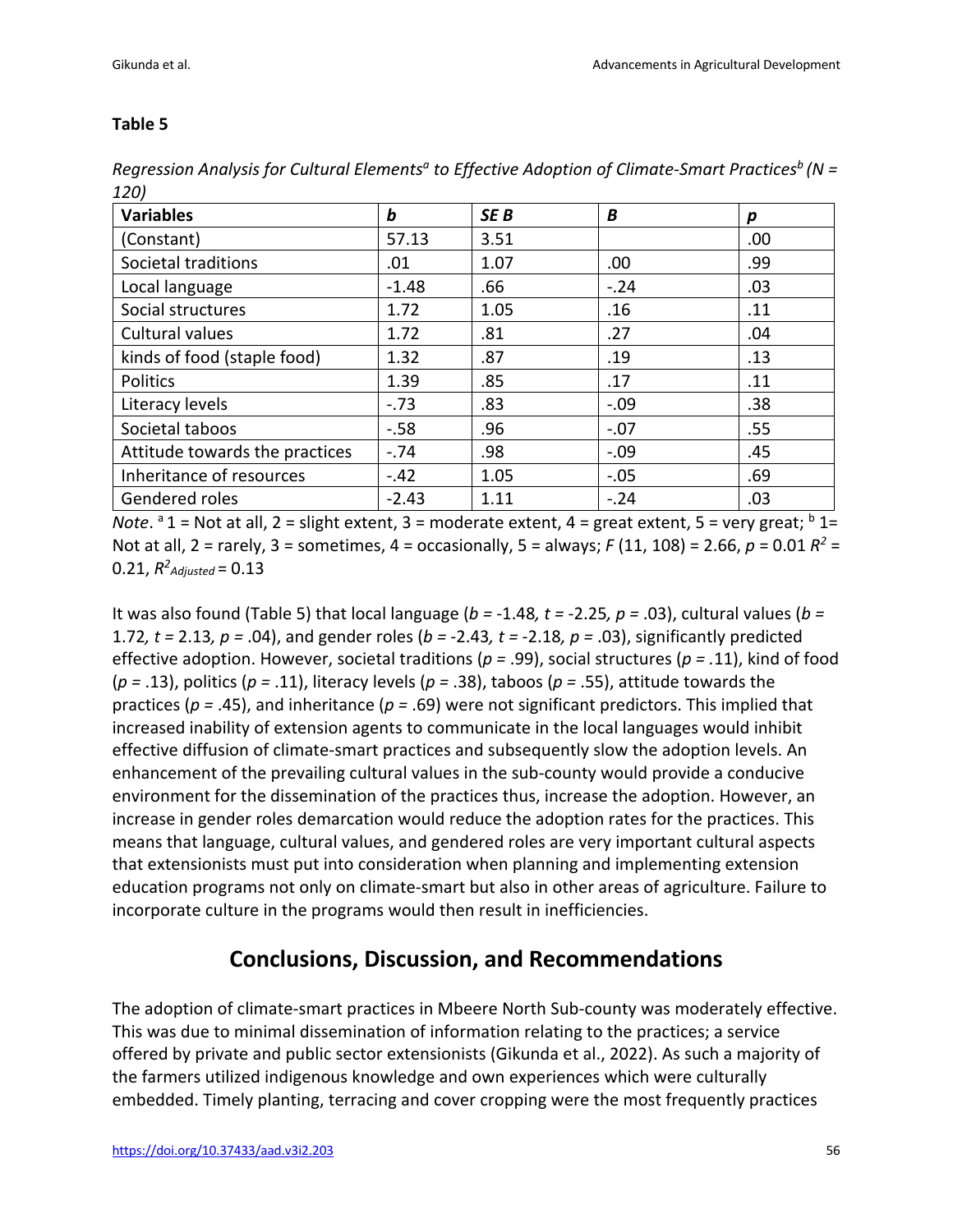**Table 5**

*Regression Analysis for Cultural Elements[a] to Effective Adoption of Climate-Smart Practices[b] (N = 120)*

| **Variables** | ***b*** | ***SE B*** | ***B*** | ***p*** |
|---|---|---|---|---|
| (Constant) | 57.13 | 3.51 | | .00 |
| Societal traditions | .01 | 1.07 | .00 | .99 |
| Local language | -1.48 | .66 | -.24 | .03 |
| Social structures | 1.72 | 1.05 | .16 | .11 |
| Cultural values | 1.72 | .81 | .27 | .04 |
| kinds of food (staple food) | 1.32 | .87 | .19 | .13 |
| Politics | 1.39 | .85 | .17 | .11 |
| Literacy levels | -.73 | .83 | -.09 | .38 |
| Societal taboos | -.58 | .96 | -.07 | .55 |
| Attitude towards the practices | -.74 | .98 | -.09 | .45 |
| Inheritance of resources | -.42 | 1.05 | -.05 | .69 |
| Gendered roles | -2.43 | 1.11 | -.24 | .03 |

*Note*. [a] 1 = Not at all, 2 = slight extent, 3 = moderate extent, 4 = great extent, 5 = very great; [b] 1= Not at all, 2 = rarely, 3 = sometimes, 4 = occasionally, 5 = always; $F$ (11, 108) = 2.66, $p$ = 0.01 $R^2$ = 0.21, $R^2_{Adjusted}$ = 0.13

It was also found (Table 5) that local language ($b$ = -1.48*,* $t$ = -2.25*,* $p$ = .03), cultural values ($b$ = 1.72*,* $t$ = 2.13*,* $p$ = .04), and gender roles ($b$ = -2.43*,* $t$ = -2.18*,* $p$ = .03), significantly predicted effective adoption. However, societal traditions ($p$ = .99), social structures ($p$ = .11), kind of food ($p$ = .13), politics ($p$ = .11), literacy levels ($p$ = .38), taboos ($p$ = .55), attitude towards the practices ($p$ = .45), and inheritance ($p$ = .69) were not significant predictors. This implied that increased inability of extension agents to communicate in the local languages would inhibit effective diffusion of climate-smart practices and subsequently slow the adoption levels. An enhancement of the prevailing cultural values in the sub-county would provide a conducive environment for the dissemination of the practices thus, increase the adoption. However, an increase in gender roles demarcation would reduce the adoption rates for the practices. This means that language, cultural values, and gendered roles are very important cultural aspects that extensionists must put into consideration when planning and implementing extension education programs not only on climate-smart but also in other areas of agriculture. Failure to incorporate culture in the programs would then result in inefficiencies.

## Conclusions, Discussion, and Recommendations

The adoption of climate-smart practices in Mbeere North Sub-county was moderately effective. This was due to minimal dissemination of information relating to the practices; a service offered by private and public sector extensionists (Gikunda et al., 2022). As such a majority of the farmers utilized indigenous knowledge and own experiences which were culturally embedded. Timely planting, terracing and cover cropping were the most frequently practices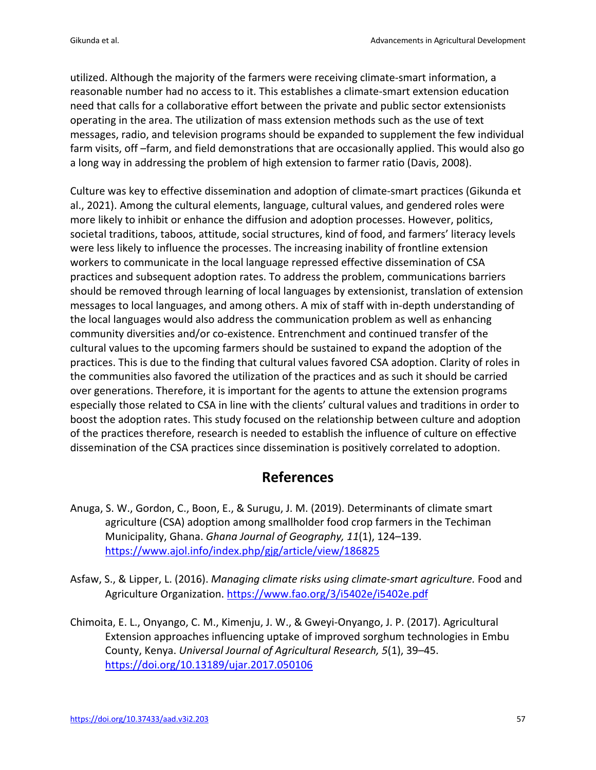utilized. Although the majority of the farmers were receiving climate-smart information, a reasonable number had no access to it. This establishes a climate-smart extension education need that calls for a collaborative effort between the private and public sector extensionists operating in the area. The utilization of mass extension methods such as the use of text messages, radio, and television programs should be expanded to supplement the few individual farm visits, off –farm, and field demonstrations that are occasionally applied. This would also go a long way in addressing the problem of high extension to farmer ratio (Davis, 2008).

Culture was key to effective dissemination and adoption of climate-smart practices (Gikunda et al., 2021). Among the cultural elements, language, cultural values, and gendered roles were more likely to inhibit or enhance the diffusion and adoption processes. However, politics, societal traditions, taboos, attitude, social structures, kind of food, and farmers' literacy levels were less likely to influence the processes. The increasing inability of frontline extension workers to communicate in the local language repressed effective dissemination of CSA practices and subsequent adoption rates. To address the problem, communications barriers should be removed through learning of local languages by extensionist, translation of extension messages to local languages, and among others. A mix of staff with in-depth understanding of the local languages would also address the communication problem as well as enhancing community diversities and/or co-existence. Entrenchment and continued transfer of the cultural values to the upcoming farmers should be sustained to expand the adoption of the practices. This is due to the finding that cultural values favored CSA adoption. Clarity of roles in the communities also favored the utilization of the practices and as such it should be carried over generations. Therefore, it is important for the agents to attune the extension programs especially those related to CSA in line with the clients' cultural values and traditions in order to boost the adoption rates. This study focused on the relationship between culture and adoption of the practices therefore, research is needed to establish the influence of culture on effective dissemination of the CSA practices since dissemination is positively correlated to adoption.

## References

Anuga, S. W., Gordon, C., Boon, E., & Surugu, J. M. (2019). Determinants of climate smart agriculture (CSA) adoption among smallholder food crop farmers in the Techiman Municipality, Ghana. *Ghana Journal of Geography, 11*(1), 124–139. https://www.ajol.info/index.php/gjg/article/view/186825

Asfaw, S., & Lipper, L. (2016). *Managing climate risks using climate-smart agriculture.* Food and Agriculture Organization. https://www.fao.org/3/i5402e/i5402e.pdf

Chimoita, E. L., Onyango, C. M., Kimenju, J. W., & Gweyi-Onyango, J. P. (2017). Agricultural Extension approaches influencing uptake of improved sorghum technologies in Embu County, Kenya. *Universal Journal of Agricultural Research, 5*(1), 39–45. https://doi.org/10.13189/ujar.2017.050106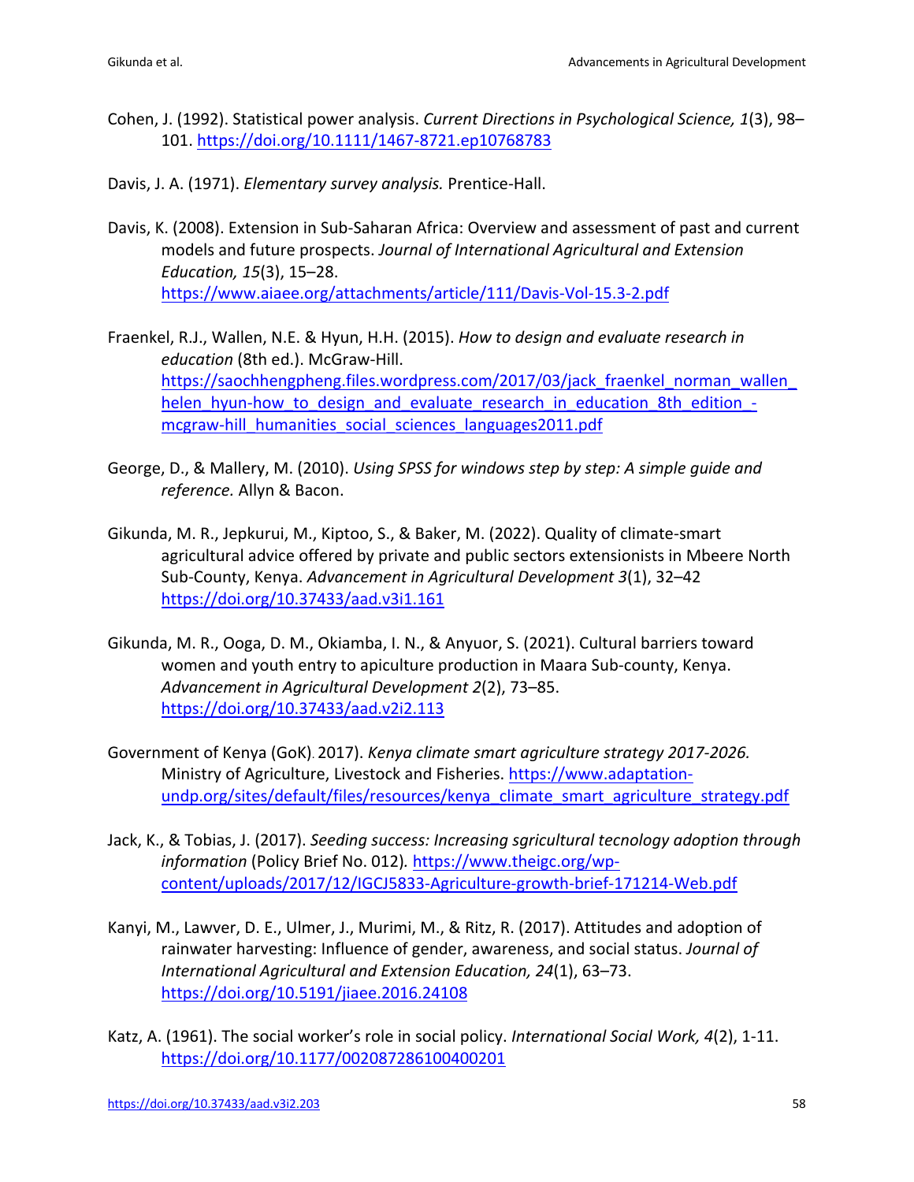Cohen, J. (1992). Statistical power analysis. *Current Directions in Psychological Science, 1*(3), 98–101. https://doi.org/10.1111/1467-8721.ep10768783

Davis, J. A. (1971). *Elementary survey analysis.* Prentice-Hall.

Davis, K. (2008). Extension in Sub-Saharan Africa: Overview and assessment of past and current models and future prospects. *Journal of International Agricultural and Extension Education, 15*(3), 15–28. https://www.aiaee.org/attachments/article/111/Davis-Vol-15.3-2.pdf

Fraenkel, R.J., Wallen, N.E. & Hyun, H.H. (2015). *How to design and evaluate research in education* (8th ed.). McGraw-Hill. https://saochhengpheng.files.wordpress.com/2017/03/jack_fraenkel_norman_wallen_helen_hyun-how_to_design_and_evaluate_research_in_education_8th_edition_-mcgraw-hill_humanities_social_sciences_languages2011.pdf

George, D., & Mallery, M. (2010). *Using SPSS for windows step by step: A simple guide and reference.* Allyn & Bacon.

Gikunda, M. R., Jepkurui, M., Kiptoo, S., & Baker, M. (2022). Quality of climate-smart agricultural advice offered by private and public sectors extensionists in Mbeere North Sub-County, Kenya. *Advancement in Agricultural Development 3*(1), 32–42 https://doi.org/10.37433/aad.v3i1.161

Gikunda, M. R., Ooga, D. M., Okiamba, I. N., & Anyuor, S. (2021). Cultural barriers toward women and youth entry to apiculture production in Maara Sub-county, Kenya. *Advancement in Agricultural Development 2*(2), 73–85. https://doi.org/10.37433/aad.v2i2.113

Government of Kenya (GoK). 2017). *Kenya climate smart agriculture strategy 2017-2026.* Ministry of Agriculture, Livestock and Fisheries. https://www.adaptation-undp.org/sites/default/files/resources/kenya_climate_smart_agriculture_strategy.pdf

Jack, K., & Tobias, J. (2017). *Seeding success: Increasing sgricultural tecnology adoption through information* (Policy Brief No. 012)*.* https://www.theigc.org/wp-content/uploads/2017/12/IGCJ5833-Agriculture-growth-brief-171214-Web.pdf

Kanyi, M., Lawver, D. E., Ulmer, J., Murimi, M., & Ritz, R. (2017). Attitudes and adoption of rainwater harvesting: Influence of gender, awareness, and social status. *Journal of International Agricultural and Extension Education, 24*(1), 63–73. https://doi.org/10.5191/jiaee.2016.24108

Katz, A. (1961). The social worker's role in social policy. *International Social Work, 4*(2), 1-11. https://doi.org/10.1177/002087286100400201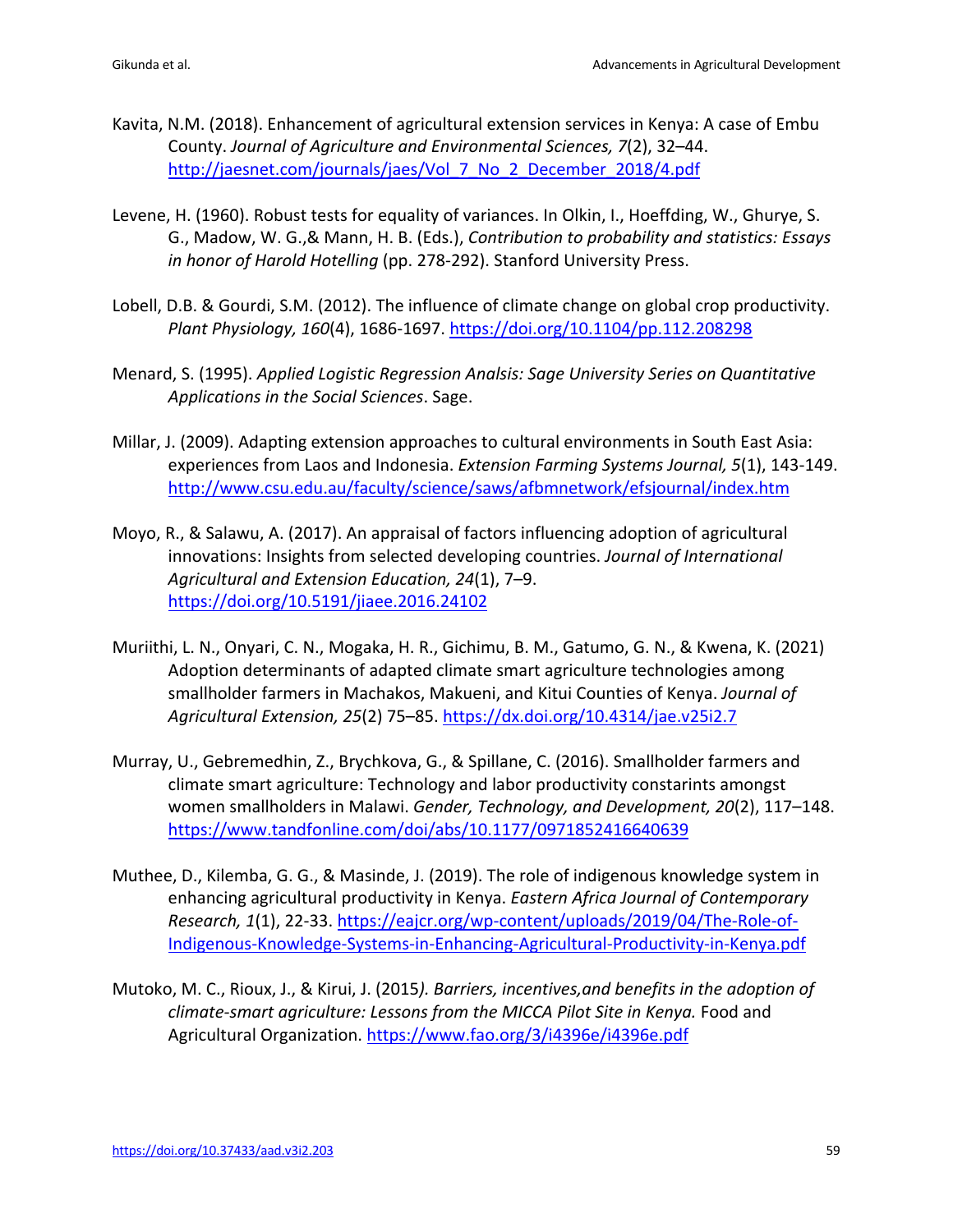Kavita, N.M. (2018). Enhancement of agricultural extension services in Kenya: A case of Embu County. *Journal of Agriculture and Environmental Sciences, 7*(2), 32–44. http://jaesnet.com/journals/jaes/Vol_7_No_2_December_2018/4.pdf

Levene, H. (1960). Robust tests for equality of variances. In Olkin, I., Hoeffding, W., Ghurye, S. G., Madow, W. G.,& Mann, H. B. (Eds.), *Contribution to probability and statistics: Essays in honor of Harold Hotelling* (pp. 278-292). Stanford University Press.

Lobell, D.B. & Gourdi, S.M. (2012). The influence of climate change on global crop productivity. *Plant Physiology, 160*(4), 1686-1697. https://doi.org/10.1104/pp.112.208298

Menard, S. (1995). *Applied Logistic Regression Analsis: Sage University Series on Quantitative Applications in the Social Sciences*. Sage.

Millar, J. (2009). Adapting extension approaches to cultural environments in South East Asia: experiences from Laos and Indonesia. *Extension Farming Systems Journal, 5*(1), 143-149. http://www.csu.edu.au/faculty/science/saws/afbmnetwork/efsjournal/index.htm

Moyo, R., & Salawu, A. (2017). An appraisal of factors influencing adoption of agricultural innovations: Insights from selected developing countries. *Journal of International Agricultural and Extension Education, 24*(1), 7–9. https://doi.org/10.5191/jiaee.2016.24102

Muriithi, L. N., Onyari, C. N., Mogaka, H. R., Gichimu, B. M., Gatumo, G. N., & Kwena, K. (2021) Adoption determinants of adapted climate smart agriculture technologies among smallholder farmers in Machakos, Makueni, and Kitui Counties of Kenya. *Journal of Agricultural Extension, 25*(2) 75–85. https://dx.doi.org/10.4314/jae.v25i2.7

Murray, U., Gebremedhin, Z., Brychkova, G., & Spillane, C. (2016). Smallholder farmers and climate smart agriculture: Technology and labor productivity constaraints amongst women smallholders in Malawi. *Gender, Technology, and Development, 20*(2), 117–148. https://www.tandfonline.com/doi/abs/10.1177/0971852416640639

Muthee, D., Kilemba, G. G., & Masinde, J. (2019). The role of indigenous knowledge system in enhancing agricultural productivity in Kenya. *Eastern Africa Journal of Contemporary Research, 1*(1), 22-33. https://eajcr.org/wp-content/uploads/2019/04/The-Role-of-Indigenous-Knowledge-Systems-in-Enhancing-Agricultural-Productivity-in-Kenya.pdf

Mutoko, M. C., Rioux, J., & Kirui, J. (2015*). Barriers, incentives,and benefits in the adoption of climate-smart agriculture: Lessons from the MICCA Pilot Site in Kenya.* Food and Agricultural Organization. https://www.fao.org/3/i4396e/i4396e.pdf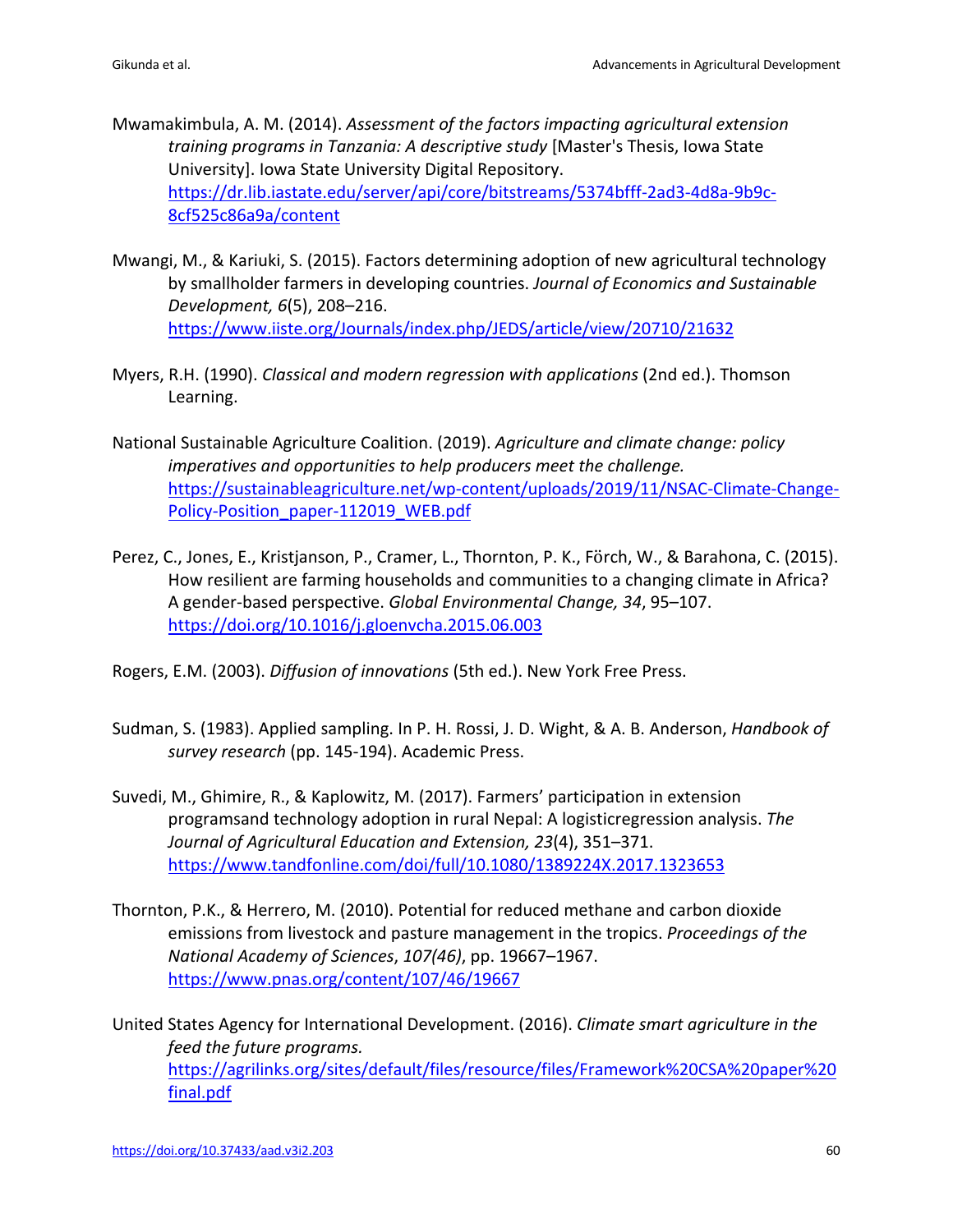Mwamakimbula, A. M. (2014). *Assessment of the factors impacting agricultural extension training programs in Tanzania: A descriptive study* [Master's Thesis, Iowa State University]. Iowa State University Digital Repository. https://dr.lib.iastate.edu/server/api/core/bitstreams/5374bfff-2ad3-4d8a-9b9c-8cf525c86a9a/content

Mwangi, M., & Kariuki, S. (2015). Factors determining adoption of new agricultural technology by smallholder farmers in developing countries. *Journal of Economics and Sustainable Development, 6*(5), 208–216. https://www.iiste.org/Journals/index.php/JEDS/article/view/20710/21632

Myers, R.H. (1990). *Classical and modern regression with applications* (2nd ed.). Thomson Learning.

National Sustainable Agriculture Coalition. (2019). *Agriculture and climate change: policy imperatives and opportunities to help producers meet the challenge.* https://sustainableagriculture.net/wp-content/uploads/2019/11/NSAC-Climate-Change-Policy-Position_paper-112019_WEB.pdf

Perez, C., Jones, E., Kristjanson, P., Cramer, L., Thornton, P. K., Förch, W., & Barahona, C. (2015). How resilient are farming households and communities to a changing climate in Africa? A gender-based perspective. *Global Environmental Change, 34*, 95–107. https://doi.org/10.1016/j.gloenvcha.2015.06.003

Rogers, E.M. (2003). *Diffusion of innovations* (5th ed.). New York Free Press.

Sudman, S. (1983). Applied sampling. In P. H. Rossi, J. D. Wight, & A. B. Anderson, *Handbook of survey research* (pp. 145-194). Academic Press.

Suvedi, M., Ghimire, R., & Kaplowitz, M. (2017). Farmers' participation in extension programsand technology adoption in rural Nepal: A logisticregression analysis. *The Journal of Agricultural Education and Extension, 23*(4), 351–371. https://www.tandfonline.com/doi/full/10.1080/1389224X.2017.1323653

Thornton, P.K., & Herrero, M. (2010). Potential for reduced methane and carbon dioxide emissions from livestock and pasture management in the tropics. *Proceedings of the National Academy of Sciences*, *107(46)*, pp. 19667–1967. https://www.pnas.org/content/107/46/19667

United States Agency for International Development. (2016). *Climate smart agriculture in the feed the future programs.* https://agrilinks.org/sites/default/files/resource/files/Framework%20CSA%20paper%20final.pdf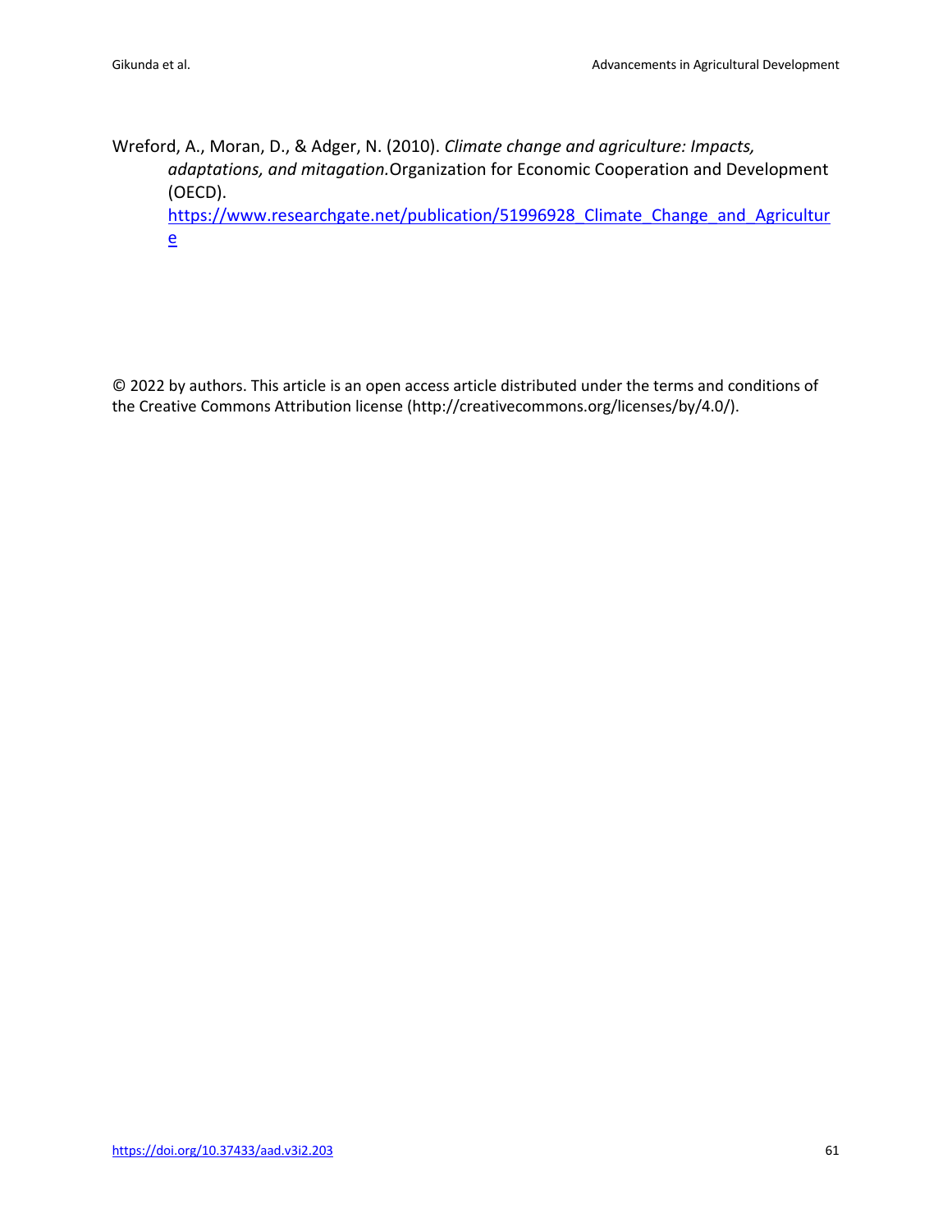Wreford, A., Moran, D., & Adger, N. (2010). *Climate change and agriculture: Impacts, adaptations, and mitagation.*Organization for Economic Cooperation and Development (OECD). https://www.researchgate.net/publication/51996928_Climate_Change_and_Agriculture

© 2022 by authors. This article is an open access article distributed under the terms and conditions of the Creative Commons Attribution license (http://creativecommons.org/licenses/by/4.0/).